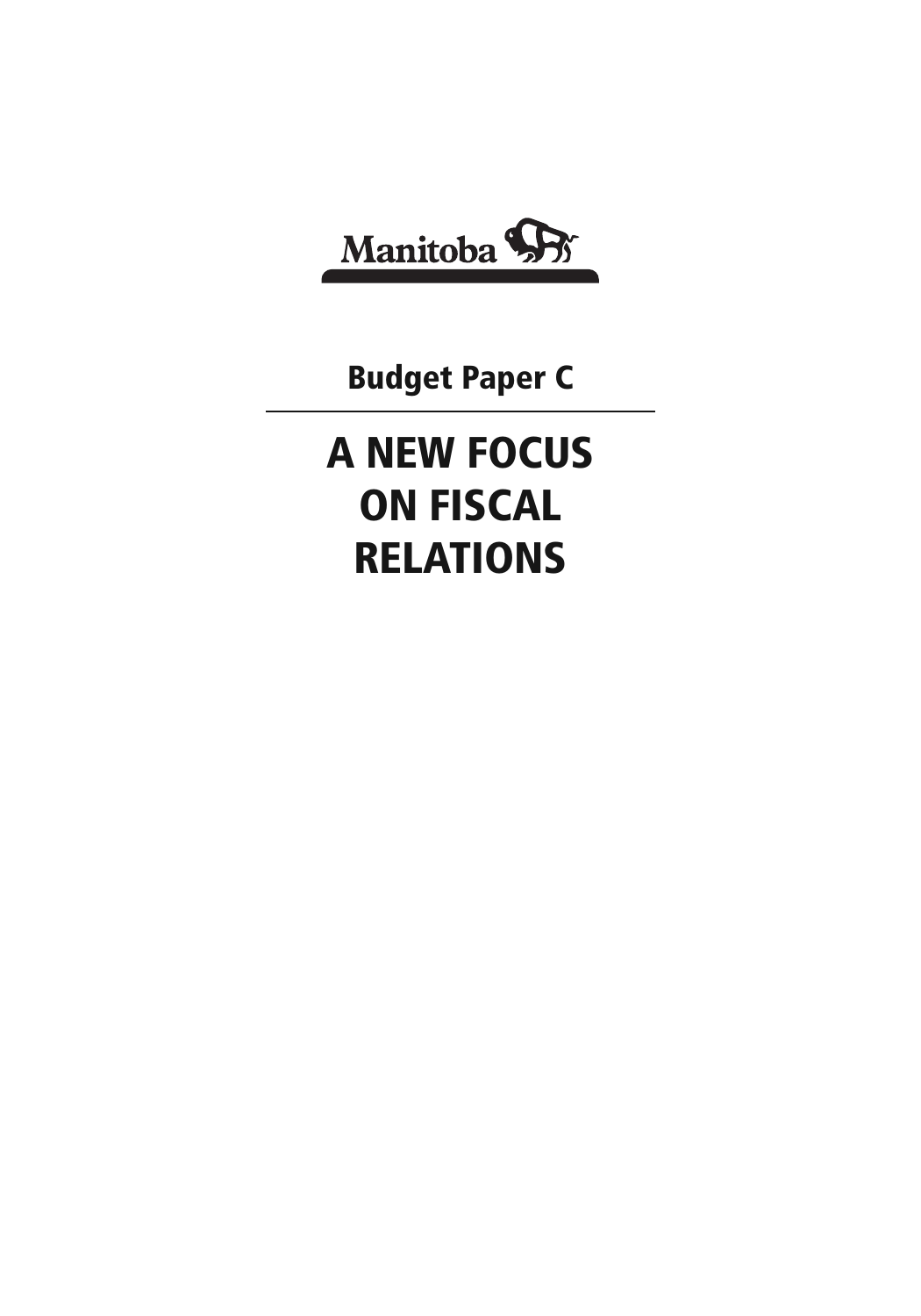Manitoba

## Budget Paper C

# A NEW FOCUS ON FISCAL RELATIONS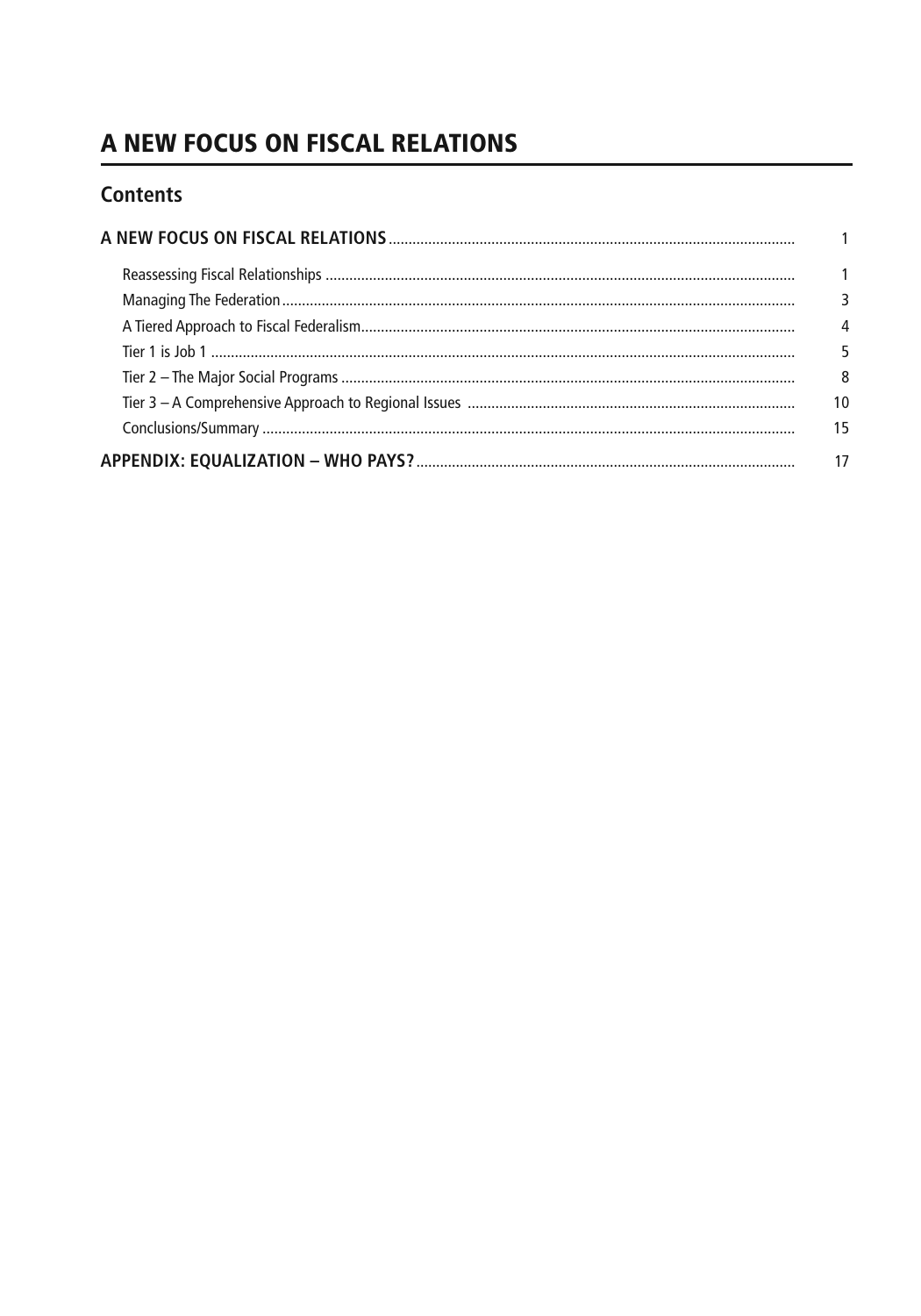# A NEW FOCUS ON FISCAL RELATIONS

## Contents

**A NEW FOCUS ON FISCAL RELATIONS** ........ 1

- Reassessing Fiscal Relationships ........ 1
- Managing The Federation ........ 3
- A Tiered Approach to Fiscal Federalism ........ 4
- Tier 1 is Job 1 ........ 5
- Tier 2 – The Major Social Programs ........ 8
- Tier 3 – A Comprehensive Approach to Regional Issues ........ 10
- Conclusions/Summary ........ 15

**APPENDIX: EQUALIZATION – WHO PAYS?** ........ 17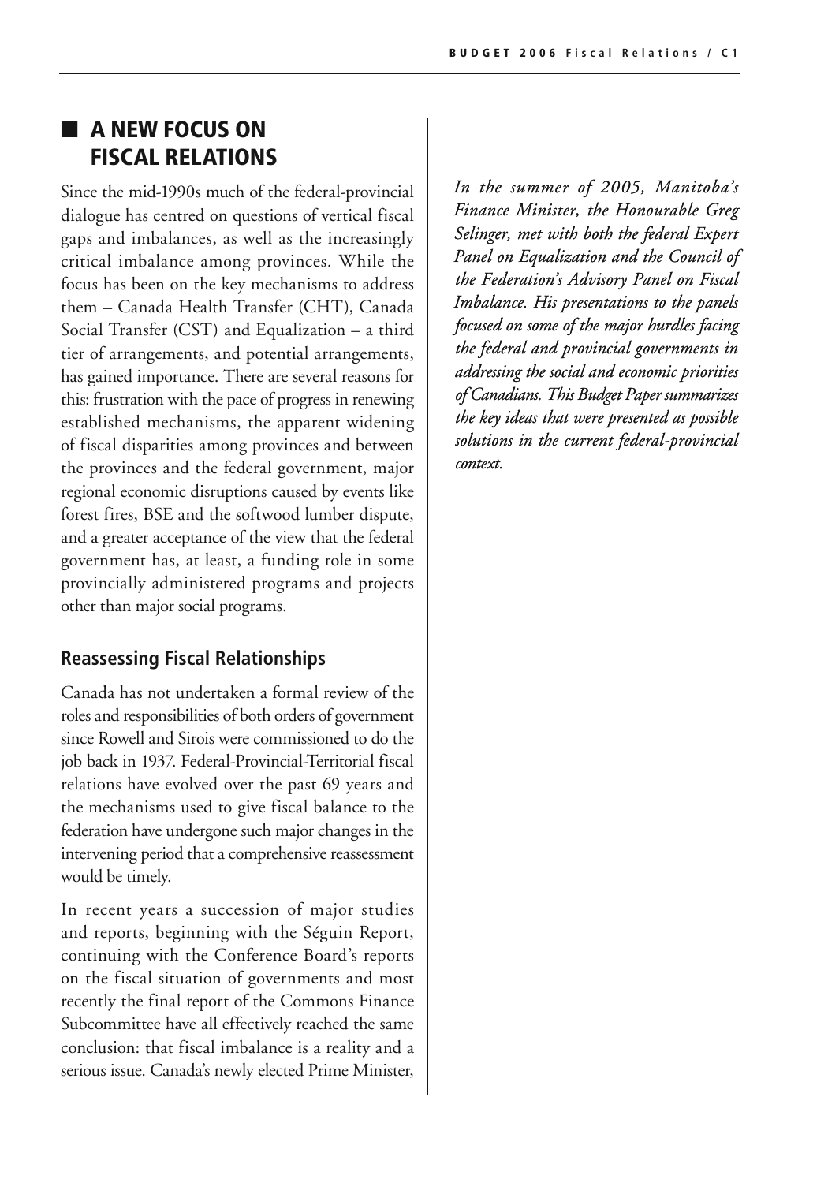## A NEW FOCUS ON FISCAL RELATIONS

Since the mid-1990s much of the federal-provincial dialogue has centred on questions of vertical fiscal gaps and imbalances, as well as the increasingly critical imbalance among provinces. While the focus has been on the key mechanisms to address them – Canada Health Transfer (CHT), Canada Social Transfer (CST) and Equalization – a third tier of arrangements, and potential arrangements, has gained importance. There are several reasons for this: frustration with the pace of progress in renewing established mechanisms, the apparent widening of fiscal disparities among provinces and between the provinces and the federal government, major regional economic disruptions caused by events like forest fires, BSE and the softwood lumber dispute, and a greater acceptance of the view that the federal government has, at least, a funding role in some provincially administered programs and projects other than major social programs.

### Reassessing Fiscal Relationships

Canada has not undertaken a formal review of the roles and responsibilities of both orders of government since Rowell and Sirois were commissioned to do the job back in 1937. Federal-Provincial-Territorial fiscal relations have evolved over the past 69 years and the mechanisms used to give fiscal balance to the federation have undergone such major changes in the intervening period that a comprehensive reassessment would be timely.

In recent years a succession of major studies and reports, beginning with the Séguin Report, continuing with the Conference Board's reports on the fiscal situation of governments and most recently the final report of the Commons Finance Subcommittee have all effectively reached the same conclusion: that fiscal imbalance is a reality and a serious issue. Canada's newly elected Prime Minister,

*In the summer of 2005, Manitoba's Finance Minister, the Honourable Greg Selinger, met with both the federal Expert Panel on Equalization and the Council of the Federation's Advisory Panel on Fiscal Imbalance. His presentations to the panels focused on some of the major hurdles facing the federal and provincial governments in addressing the social and economic priorities of Canadians. This Budget Paper summarizes the key ideas that were presented as possible solutions in the current federal-provincial context.*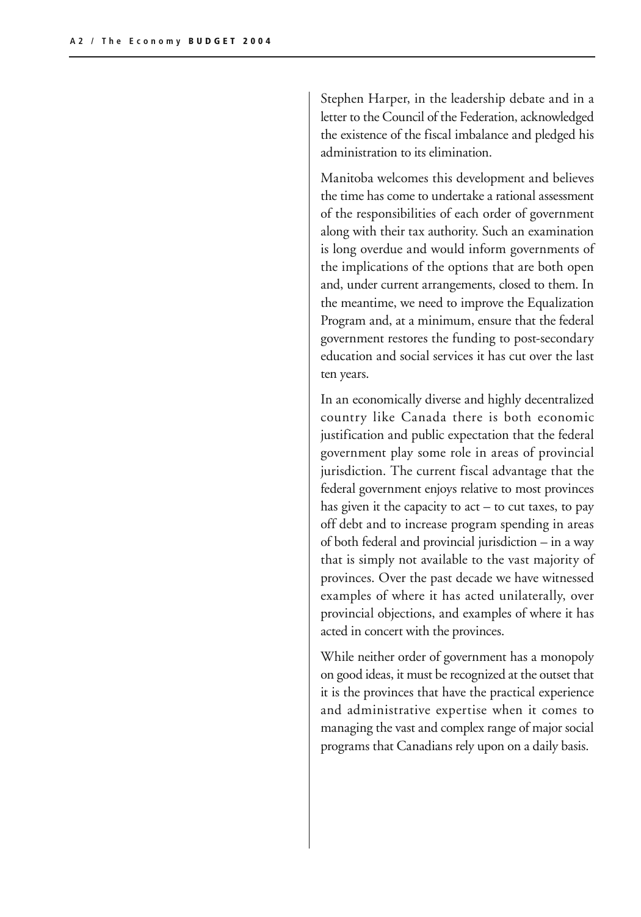Stephen Harper, in the leadership debate and in a letter to the Council of the Federation, acknowledged the existence of the fiscal imbalance and pledged his administration to its elimination.

Manitoba welcomes this development and believes the time has come to undertake a rational assessment of the responsibilities of each order of government along with their tax authority. Such an examination is long overdue and would inform governments of the implications of the options that are both open and, under current arrangements, closed to them. In the meantime, we need to improve the Equalization Program and, at a minimum, ensure that the federal government restores the funding to post-secondary education and social services it has cut over the last ten years.

In an economically diverse and highly decentralized country like Canada there is both economic justification and public expectation that the federal government play some role in areas of provincial jurisdiction. The current fiscal advantage that the federal government enjoys relative to most provinces has given it the capacity to act – to cut taxes, to pay off debt and to increase program spending in areas of both federal and provincial jurisdiction – in a way that is simply not available to the vast majority of provinces. Over the past decade we have witnessed examples of where it has acted unilaterally, over provincial objections, and examples of where it has acted in concert with the provinces.

While neither order of government has a monopoly on good ideas, it must be recognized at the outset that it is the provinces that have the practical experience and administrative expertise when it comes to managing the vast and complex range of major social programs that Canadians rely upon on a daily basis.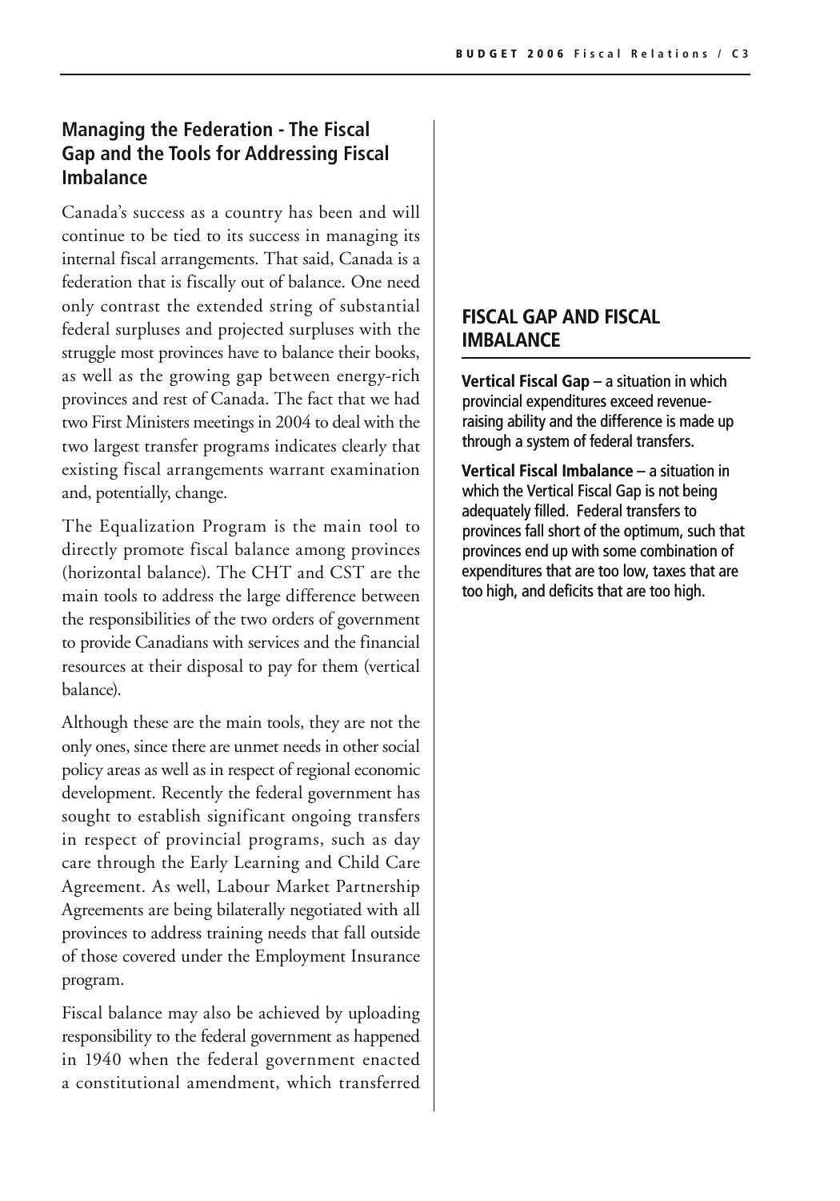## Managing the Federation - The Fiscal Gap and the Tools for Addressing Fiscal Imbalance

Canada's success as a country has been and will continue to be tied to its success in managing its internal fiscal arrangements. That said, Canada is a federation that is fiscally out of balance. One need only contrast the extended string of substantial federal surpluses and projected surpluses with the struggle most provinces have to balance their books, as well as the growing gap between energy-rich provinces and rest of Canada. The fact that we had two First Ministers meetings in 2004 to deal with the two largest transfer programs indicates clearly that existing fiscal arrangements warrant examination and, potentially, change.

The Equalization Program is the main tool to directly promote fiscal balance among provinces (horizontal balance). The CHT and CST are the main tools to address the large difference between the responsibilities of the two orders of government to provide Canadians with services and the financial resources at their disposal to pay for them (vertical balance).

Although these are the main tools, they are not the only ones, since there are unmet needs in other social policy areas as well as in respect of regional economic development. Recently the federal government has sought to establish significant ongoing transfers in respect of provincial programs, such as day care through the Early Learning and Child Care Agreement. As well, Labour Market Partnership Agreements are being bilaterally negotiated with all provinces to address training needs that fall outside of those covered under the Employment Insurance program.

Fiscal balance may also be achieved by uploading responsibility to the federal government as happened in 1940 when the federal government enacted a constitutional amendment, which transferred

### FISCAL GAP AND FISCAL IMBALANCE

**Vertical Fiscal Gap** – a situation in which provincial expenditures exceed revenue-raising ability and the difference is made up through a system of federal transfers.

**Vertical Fiscal Imbalance** – a situation in which the Vertical Fiscal Gap is not being adequately filled. Federal transfers to provinces fall short of the optimum, such that provinces end up with some combination of expenditures that are too low, taxes that are too high, and deficits that are too high.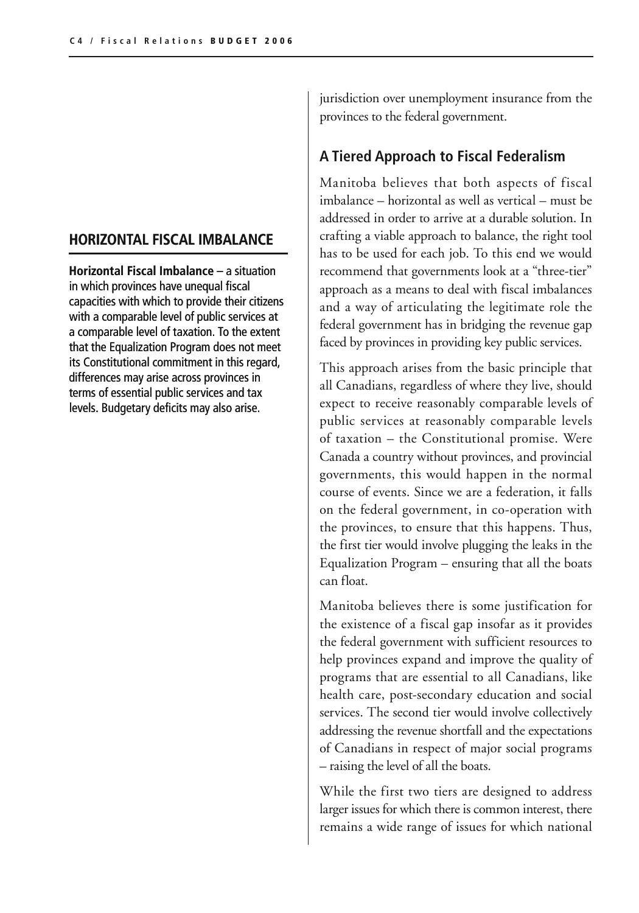## HORIZONTAL FISCAL IMBALANCE

**Horizontal Fiscal Imbalance** – a situation in which provinces have unequal fiscal capacities with which to provide their citizens with a comparable level of public services at a comparable level of taxation. To the extent that the Equalization Program does not meet its Constitutional commitment in this regard, differences may arise across provinces in terms of essential public services and tax levels. Budgetary deficits may also arise.

jurisdiction over unemployment insurance from the provinces to the federal government.

### A Tiered Approach to Fiscal Federalism

Manitoba believes that both aspects of fiscal imbalance – horizontal as well as vertical – must be addressed in order to arrive at a durable solution. In crafting a viable approach to balance, the right tool has to be used for each job. To this end we would recommend that governments look at a "three-tier" approach as a means to deal with fiscal imbalances and a way of articulating the legitimate role the federal government has in bridging the revenue gap faced by provinces in providing key public services.

This approach arises from the basic principle that all Canadians, regardless of where they live, should expect to receive reasonably comparable levels of public services at reasonably comparable levels of taxation – the Constitutional promise. Were Canada a country without provinces, and provincial governments, this would happen in the normal course of events. Since we are a federation, it falls on the federal government, in co-operation with the provinces, to ensure that this happens. Thus, the first tier would involve plugging the leaks in the Equalization Program – ensuring that all the boats can float.

Manitoba believes there is some justification for the existence of a fiscal gap insofar as it provides the federal government with sufficient resources to help provinces expand and improve the quality of programs that are essential to all Canadians, like health care, post-secondary education and social services. The second tier would involve collectively addressing the revenue shortfall and the expectations of Canadians in respect of major social programs – raising the level of all the boats.

While the first two tiers are designed to address larger issues for which there is common interest, there remains a wide range of issues for which national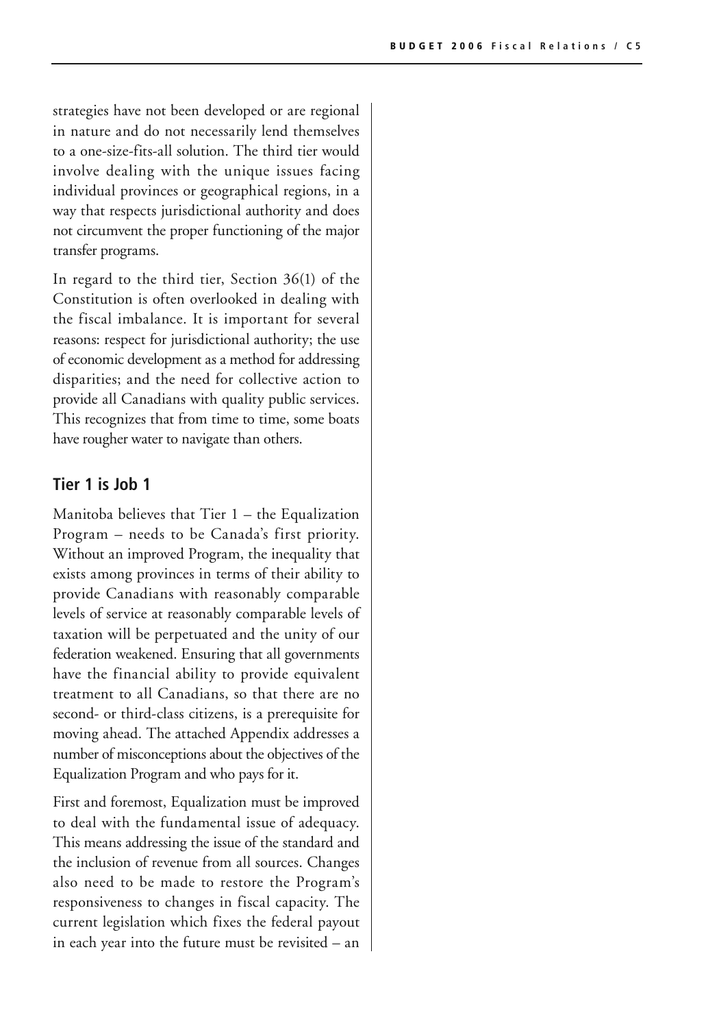strategies have not been developed or are regional in nature and do not necessarily lend themselves to a one-size-fits-all solution. The third tier would involve dealing with the unique issues facing individual provinces or geographical regions, in a way that respects jurisdictional authority and does not circumvent the proper functioning of the major transfer programs.

In regard to the third tier, Section 36(1) of the Constitution is often overlooked in dealing with the fiscal imbalance. It is important for several reasons: respect for jurisdictional authority; the use of economic development as a method for addressing disparities; and the need for collective action to provide all Canadians with quality public services. This recognizes that from time to time, some boats have rougher water to navigate than others.

## Tier 1 is Job 1

Manitoba believes that Tier 1 – the Equalization Program – needs to be Canada's first priority. Without an improved Program, the inequality that exists among provinces in terms of their ability to provide Canadians with reasonably comparable levels of service at reasonably comparable levels of taxation will be perpetuated and the unity of our federation weakened. Ensuring that all governments have the financial ability to provide equivalent treatment to all Canadians, so that there are no second- or third-class citizens, is a prerequisite for moving ahead. The attached Appendix addresses a number of misconceptions about the objectives of the Equalization Program and who pays for it.

First and foremost, Equalization must be improved to deal with the fundamental issue of adequacy. This means addressing the issue of the standard and the inclusion of revenue from all sources. Changes also need to be made to restore the Program's responsiveness to changes in fiscal capacity. The current legislation which fixes the federal payout in each year into the future must be revisited – an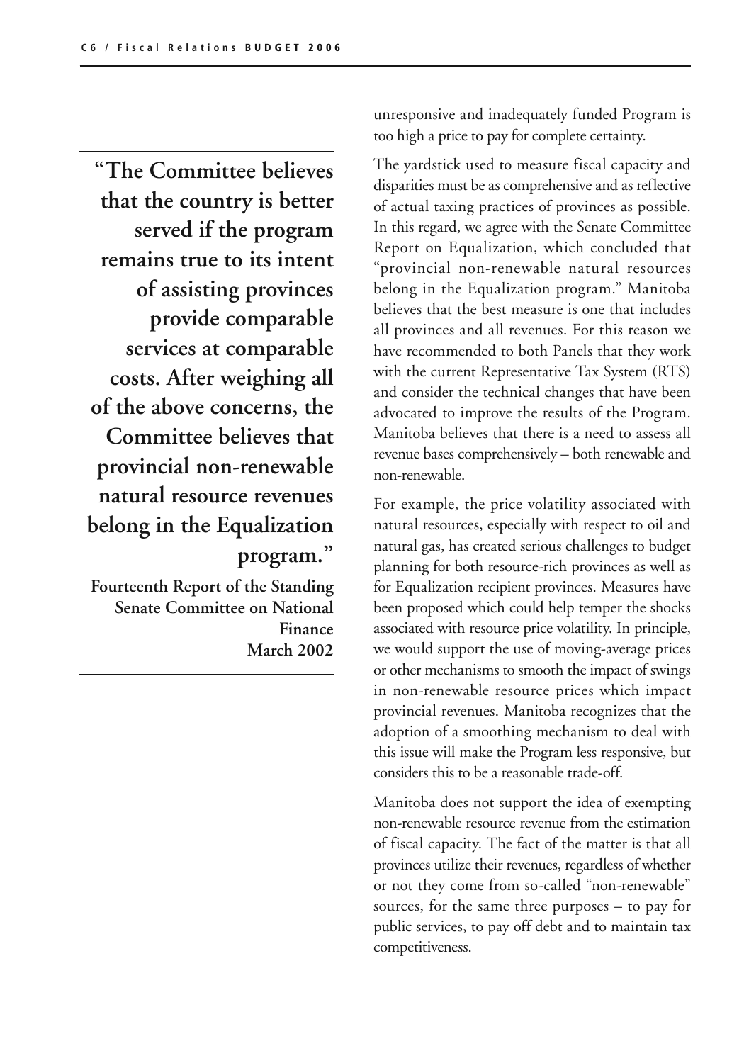> **"The Committee believes that the country is better served if the program remains true to its intent of assisting provinces provide comparable services at comparable costs. After weighing all of the above concerns, the Committee believes that provincial non-renewable natural resource revenues belong in the Equalization program."**
>
> **Fourteenth Report of the Standing Senate Committee on National Finance**
> **March 2002**

unresponsive and inadequately funded Program is too high a price to pay for complete certainty.

The yardstick used to measure fiscal capacity and disparities must be as comprehensive and as reflective of actual taxing practices of provinces as possible. In this regard, we agree with the Senate Committee Report on Equalization, which concluded that "provincial non-renewable natural resources belong in the Equalization program." Manitoba believes that the best measure is one that includes all provinces and all revenues. For this reason we have recommended to both Panels that they work with the current Representative Tax System (RTS) and consider the technical changes that have been advocated to improve the results of the Program. Manitoba believes that there is a need to assess all revenue bases comprehensively – both renewable and non-renewable.

For example, the price volatility associated with natural resources, especially with respect to oil and natural gas, has created serious challenges to budget planning for both resource-rich provinces as well as for Equalization recipient provinces. Measures have been proposed which could help temper the shocks associated with resource price volatility. In principle, we would support the use of moving-average prices or other mechanisms to smooth the impact of swings in non-renewable resource prices which impact provincial revenues. Manitoba recognizes that the adoption of a smoothing mechanism to deal with this issue will make the Program less responsive, but considers this to be a reasonable trade-off.

Manitoba does not support the idea of exempting non-renewable resource revenue from the estimation of fiscal capacity. The fact of the matter is that all provinces utilize their revenues, regardless of whether or not they come from so-called "non-renewable" sources, for the same three purposes – to pay for public services, to pay off debt and to maintain tax competitiveness.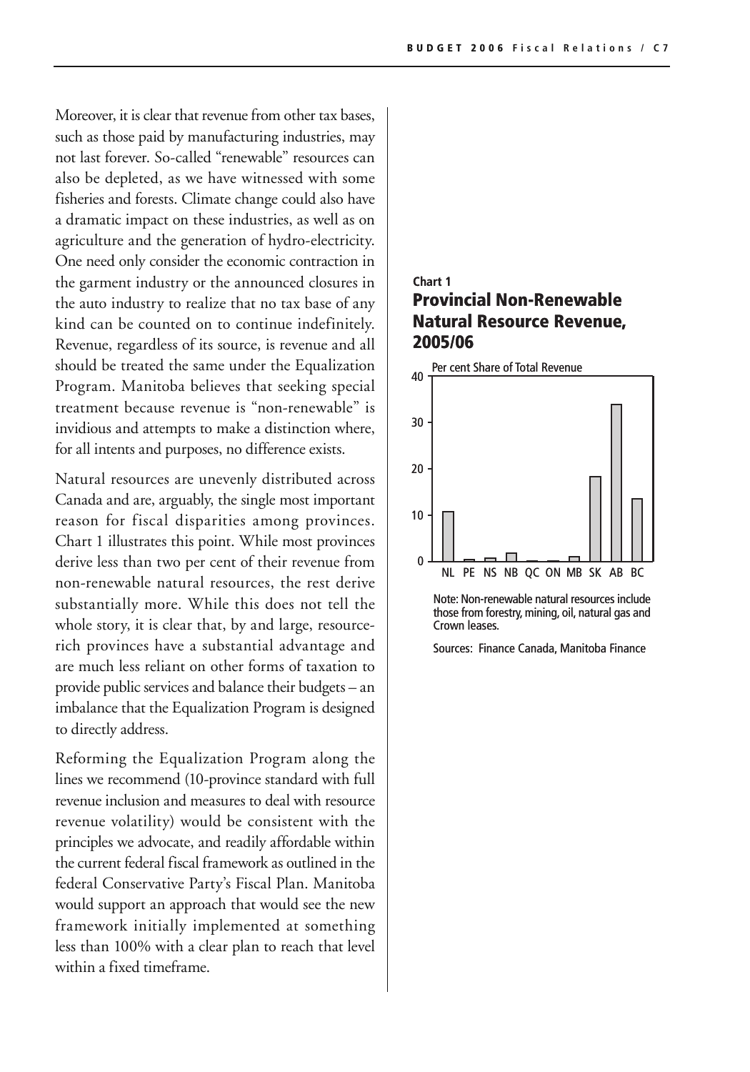Moreover, it is clear that revenue from other tax bases, such as those paid by manufacturing industries, may not last forever. So-called "renewable" resources can also be depleted, as we have witnessed with some fisheries and forests. Climate change could also have a dramatic impact on these industries, as well as on agriculture and the generation of hydro-electricity. One need only consider the economic contraction in the garment industry or the announced closures in the auto industry to realize that no tax base of any kind can be counted on to continue indefinitely. Revenue, regardless of its source, is revenue and all should be treated the same under the Equalization Program. Manitoba believes that seeking special treatment because revenue is "non-renewable" is invidious and attempts to make a distinction where, for all intents and purposes, no difference exists.

Natural resources are unevenly distributed across Canada and are, arguably, the single most important reason for fiscal disparities among provinces. Chart 1 illustrates this point. While most provinces derive less than two per cent of their revenue from non-renewable natural resources, the rest derive substantially more. While this does not tell the whole story, it is clear that, by and large, resource-rich provinces have a substantial advantage and are much less reliant on other forms of taxation to provide public services and balance their budgets – an imbalance that the Equalization Program is designed to directly address.

Reforming the Equalization Program along the lines we recommend (10-province standard with full revenue inclusion and measures to deal with resource revenue volatility) would be consistent with the principles we advocate, and readily affordable within the current federal fiscal framework as outlined in the federal Conservative Party's Fiscal Plan. Manitoba would support an approach that would see the new framework initially implemented at something less than 100% with a clear plan to reach that level within a fixed timeframe.

**Chart 1**

## Provincial Non-Renewable Natural Resource Revenue, 2005/06

Per cent Share of Total Revenue

Note: Non-renewable natural resources include those from forestry, mining, oil, natural gas and Crown leases.

Sources: Finance Canada, Manitoba Finance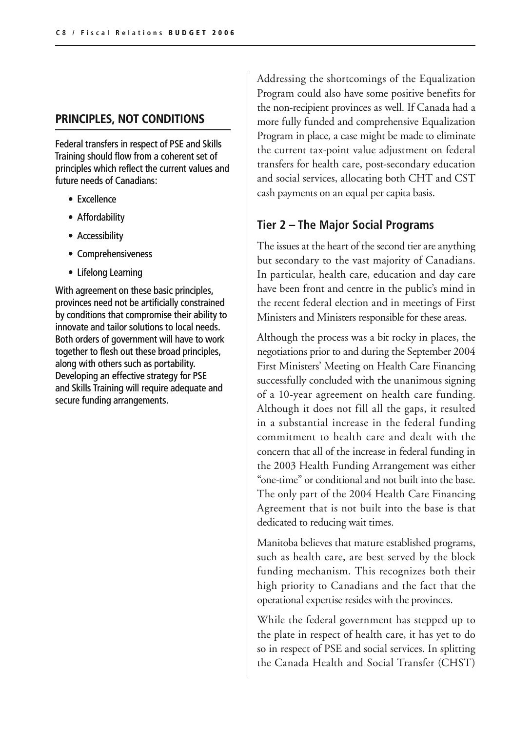## PRINCIPLES, NOT CONDITIONS

Federal transfers in respect of PSE and Skills Training should flow from a coherent set of principles which reflect the current values and future needs of Canadians:

- Excellence
- Affordability
- Accessibility
- Comprehensiveness
- Lifelong Learning

With agreement on these basic principles, provinces need not be artificially constrained by conditions that compromise their ability to innovate and tailor solutions to local needs. Both orders of government will have to work together to flesh out these broad principles, along with others such as portability. Developing an effective strategy for PSE and Skills Training will require adequate and secure funding arrangements.

Addressing the shortcomings of the Equalization Program could also have some positive benefits for the non-recipient provinces as well. If Canada had a more fully funded and comprehensive Equalization Program in place, a case might be made to eliminate the current tax-point value adjustment on federal transfers for health care, post-secondary education and social services, allocating both CHT and CST cash payments on an equal per capita basis.

### Tier 2 – The Major Social Programs

The issues at the heart of the second tier are anything but secondary to the vast majority of Canadians. In particular, health care, education and day care have been front and centre in the public's mind in the recent federal election and in meetings of First Ministers and Ministers responsible for these areas.

Although the process was a bit rocky in places, the negotiations prior to and during the September 2004 First Ministers' Meeting on Health Care Financing successfully concluded with the unanimous signing of a 10-year agreement on health care funding. Although it does not fill all the gaps, it resulted in a substantial increase in the federal funding commitment to health care and dealt with the concern that all of the increase in federal funding in the 2003 Health Funding Arrangement was either "one-time" or conditional and not built into the base. The only part of the 2004 Health Care Financing Agreement that is not built into the base is that dedicated to reducing wait times.

Manitoba believes that mature established programs, such as health care, are best served by the block funding mechanism. This recognizes both their high priority to Canadians and the fact that the operational expertise resides with the provinces.

While the federal government has stepped up to the plate in respect of health care, it has yet to do so in respect of PSE and social services. In splitting the Canada Health and Social Transfer (CHST)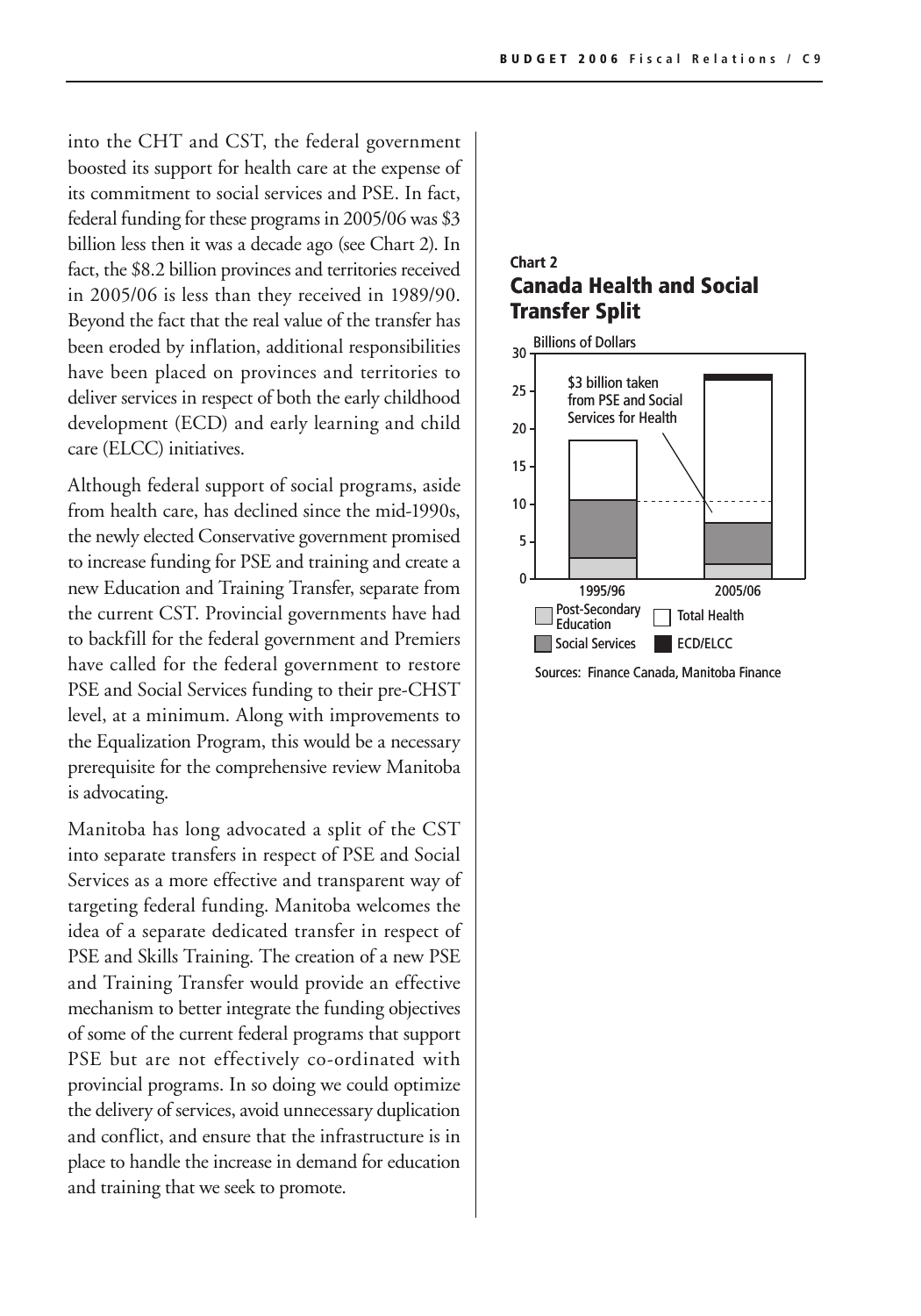into the CHT and CST, the federal government boosted its support for health care at the expense of its commitment to social services and PSE. In fact, federal funding for these programs in 2005/06 was $3 billion less then it was a decade ago (see Chart 2). In fact, the $8.2 billion provinces and territories received in 2005/06 is less than they received in 1989/90. Beyond the fact that the real value of the transfer has been eroded by inflation, additional responsibilities have been placed on provinces and territories to deliver services in respect of both the early childhood development (ECD) and early learning and child care (ELCC) initiatives.

Although federal support of social programs, aside from health care, has declined since the mid-1990s, the newly elected Conservative government promised to increase funding for PSE and training and create a new Education and Training Transfer, separate from the current CST. Provincial governments have had to backfill for the federal government and Premiers have called for the federal government to restore PSE and Social Services funding to their pre-CHST level, at a minimum. Along with improvements to the Equalization Program, this would be a necessary prerequisite for the comprehensive review Manitoba is advocating.

Manitoba has long advocated a split of the CST into separate transfers in respect of PSE and Social Services as a more effective and transparent way of targeting federal funding. Manitoba welcomes the idea of a separate dedicated transfer in respect of PSE and Skills Training. The creation of a new PSE and Training Transfer would provide an effective mechanism to better integrate the funding objectives of some of the current federal programs that support PSE but are not effectively co-ordinated with provincial programs. In so doing we could optimize the delivery of services, avoid unnecessary duplication and conflict, and ensure that the infrastructure is in place to handle the increase in demand for education and training that we seek to promote.

**Chart 2**

## Canada Health and Social Transfer Split

Billions of Dollars

$3 billion taken from PSE and Social Services for Health

1995/96 | 2005/06

Post-Secondary Education | Total Health | Social Services | ECD/ELCC

Sources: Finance Canada, Manitoba Finance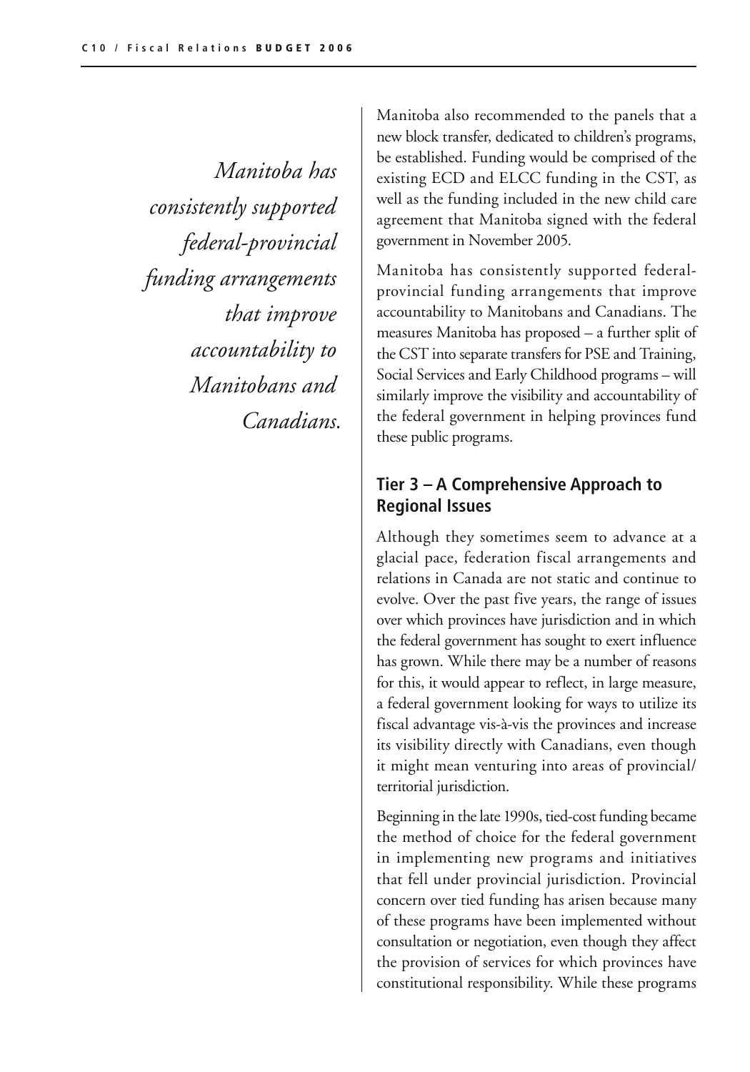*Manitoba has consistently supported federal-provincial funding arrangements that improve accountability to Manitobans and Canadians.*

Manitoba also recommended to the panels that a new block transfer, dedicated to children's programs, be established. Funding would be comprised of the existing ECD and ELCC funding in the CST, as well as the funding included in the new child care agreement that Manitoba signed with the federal government in November 2005.

Manitoba has consistently supported federal-provincial funding arrangements that improve accountability to Manitobans and Canadians. The measures Manitoba has proposed – a further split of the CST into separate transfers for PSE and Training, Social Services and Early Childhood programs – will similarly improve the visibility and accountability of the federal government in helping provinces fund these public programs.

## Tier 3 – A Comprehensive Approach to Regional Issues

Although they sometimes seem to advance at a glacial pace, federation fiscal arrangements and relations in Canada are not static and continue to evolve. Over the past five years, the range of issues over which provinces have jurisdiction and in which the federal government has sought to exert influence has grown. While there may be a number of reasons for this, it would appear to reflect, in large measure, a federal government looking for ways to utilize its fiscal advantage vis-à-vis the provinces and increase its visibility directly with Canadians, even though it might mean venturing into areas of provincial/territorial jurisdiction.

Beginning in the late 1990s, tied-cost funding became the method of choice for the federal government in implementing new programs and initiatives that fell under provincial jurisdiction. Provincial concern over tied funding has arisen because many of these programs have been implemented without consultation or negotiation, even though they affect the provision of services for which provinces have constitutional responsibility. While these programs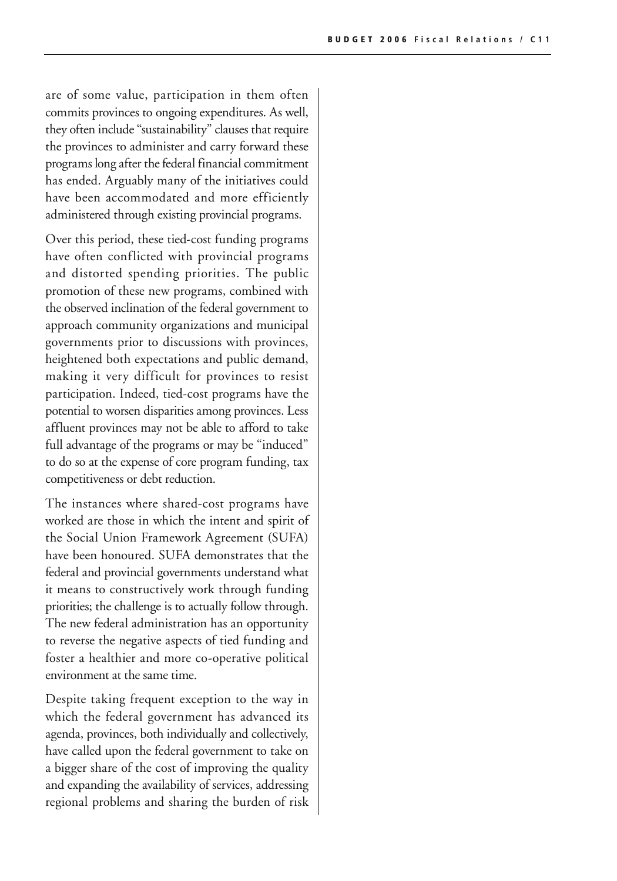are of some value, participation in them often commits provinces to ongoing expenditures. As well, they often include "sustainability" clauses that require the provinces to administer and carry forward these programs long after the federal financial commitment has ended. Arguably many of the initiatives could have been accommodated and more efficiently administered through existing provincial programs.

Over this period, these tied-cost funding programs have often conflicted with provincial programs and distorted spending priorities. The public promotion of these new programs, combined with the observed inclination of the federal government to approach community organizations and municipal governments prior to discussions with provinces, heightened both expectations and public demand, making it very difficult for provinces to resist participation. Indeed, tied-cost programs have the potential to worsen disparities among provinces. Less affluent provinces may not be able to afford to take full advantage of the programs or may be "induced" to do so at the expense of core program funding, tax competitiveness or debt reduction.

The instances where shared-cost programs have worked are those in which the intent and spirit of the Social Union Framework Agreement (SUFA) have been honoured. SUFA demonstrates that the federal and provincial governments understand what it means to constructively work through funding priorities; the challenge is to actually follow through. The new federal administration has an opportunity to reverse the negative aspects of tied funding and foster a healthier and more co-operative political environment at the same time.

Despite taking frequent exception to the way in which the federal government has advanced its agenda, provinces, both individually and collectively, have called upon the federal government to take on a bigger share of the cost of improving the quality and expanding the availability of services, addressing regional problems and sharing the burden of risk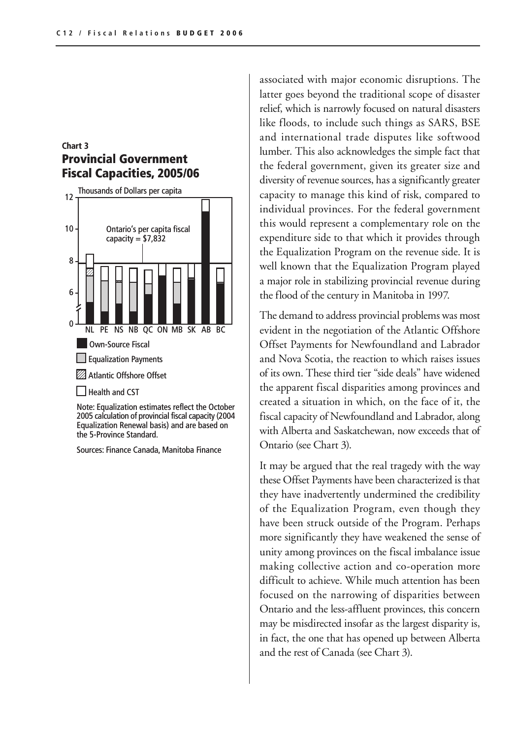**Chart 3**

## Provincial Government Fiscal Capacities, 2005/06

Thousands of Dollars per capita

Ontario's per capita fiscal capacity = $7,832

NL PE NS NB QC ON MB SK AB BC

- Own-Source Fiscal
- Equalization Payments
- Atlantic Offshore Offset
- Health and CST

Note: Equalization estimates reflect the October 2005 calculation of provincial fiscal capacity (2004 Equalization Renewal basis) and are based on the 5-Province Standard.

Sources: Finance Canada, Manitoba Finance

associated with major economic disruptions. The latter goes beyond the traditional scope of disaster relief, which is narrowly focused on natural disasters like floods, to include such things as SARS, BSE and international trade disputes like softwood lumber. This also acknowledges the simple fact that the federal government, given its greater size and diversity of revenue sources, has a significantly greater capacity to manage this kind of risk, compared to individual provinces. For the federal government this would represent a complementary role on the expenditure side to that which it provides through the Equalization Program on the revenue side. It is well known that the Equalization Program played a major role in stabilizing provincial revenue during the flood of the century in Manitoba in 1997.

The demand to address provincial problems was most evident in the negotiation of the Atlantic Offshore Offset Payments for Newfoundland and Labrador and Nova Scotia, the reaction to which raises issues of its own. These third tier "side deals" have widened the apparent fiscal disparities among provinces and created a situation in which, on the face of it, the fiscal capacity of Newfoundland and Labrador, along with Alberta and Saskatchewan, now exceeds that of Ontario (see Chart 3).

It may be argued that the real tragedy with the way these Offset Payments have been characterized is that they have inadvertently undermined the credibility of the Equalization Program, even though they have been struck outside of the Program. Perhaps more significantly they have weakened the sense of unity among provinces on the fiscal imbalance issue making collective action and co-operation more difficult to achieve. While much attention has been focused on the narrowing of disparities between Ontario and the less-affluent provinces, this concern may be misdirected insofar as the largest disparity is, in fact, the one that has opened up between Alberta and the rest of Canada (see Chart 3).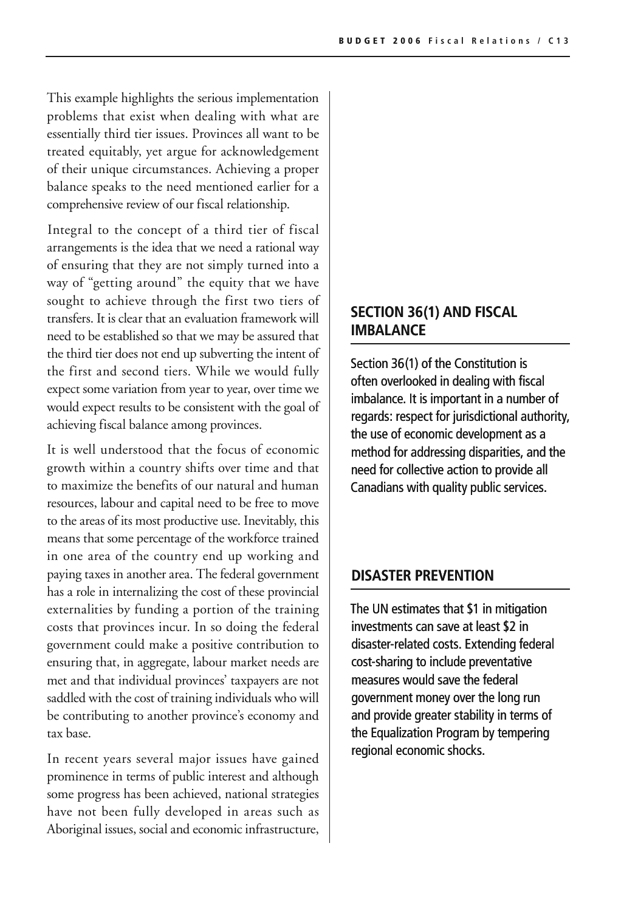This example highlights the serious implementation problems that exist when dealing with what are essentially third tier issues. Provinces all want to be treated equitably, yet argue for acknowledgement of their unique circumstances. Achieving a proper balance speaks to the need mentioned earlier for a comprehensive review of our fiscal relationship.

Integral to the concept of a third tier of fiscal arrangements is the idea that we need a rational way of ensuring that they are not simply turned into a way of "getting around" the equity that we have sought to achieve through the first two tiers of transfers. It is clear that an evaluation framework will need to be established so that we may be assured that the third tier does not end up subverting the intent of the first and second tiers. While we would fully expect some variation from year to year, over time we would expect results to be consistent with the goal of achieving fiscal balance among provinces.

It is well understood that the focus of economic growth within a country shifts over time and that to maximize the benefits of our natural and human resources, labour and capital need to be free to move to the areas of its most productive use. Inevitably, this means that some percentage of the workforce trained in one area of the country end up working and paying taxes in another area. The federal government has a role in internalizing the cost of these provincial externalities by funding a portion of the training costs that provinces incur. In so doing the federal government could make a positive contribution to ensuring that, in aggregate, labour market needs are met and that individual provinces' taxpayers are not saddled with the cost of training individuals who will be contributing to another province's economy and tax base.

In recent years several major issues have gained prominence in terms of public interest and although some progress has been achieved, national strategies have not been fully developed in areas such as Aboriginal issues, social and economic infrastructure,

## SECTION 36(1) AND FISCAL IMBALANCE

**Section 36(1) of the Constitution is often overlooked in dealing with fiscal imbalance. It is important in a number of regards: respect for jurisdictional authority, the use of economic development as a method for addressing disparities, and the need for collective action to provide all Canadians with quality public services.**

## DISASTER PREVENTION

**The UN estimates that $1 in mitigation investments can save at least $2 in disaster-related costs. Extending federal cost-sharing to include preventative measures would save the federal government money over the long run and provide greater stability in terms of the Equalization Program by tempering regional economic shocks.**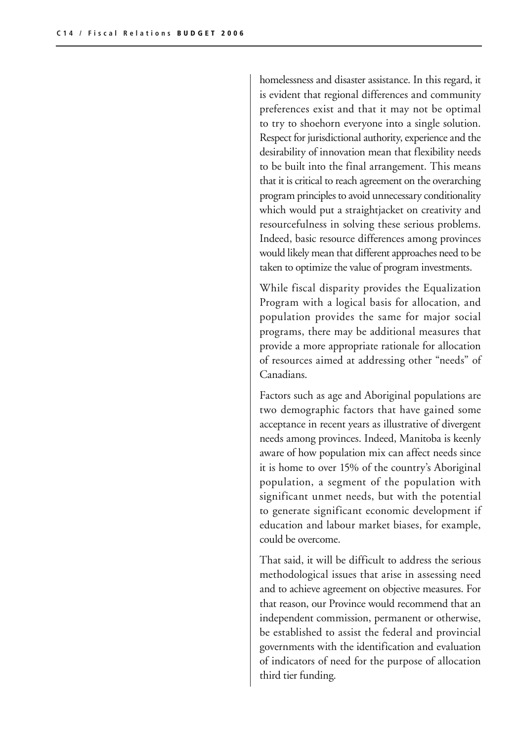homelessness and disaster assistance. In this regard, it is evident that regional differences and community preferences exist and that it may not be optimal to try to shoehorn everyone into a single solution. Respect for jurisdictional authority, experience and the desirability of innovation mean that flexibility needs to be built into the final arrangement. This means that it is critical to reach agreement on the overarching program principles to avoid unnecessary conditionality which would put a straightjacket on creativity and resourcefulness in solving these serious problems. Indeed, basic resource differences among provinces would likely mean that different approaches need to be taken to optimize the value of program investments.

While fiscal disparity provides the Equalization Program with a logical basis for allocation, and population provides the same for major social programs, there may be additional measures that provide a more appropriate rationale for allocation of resources aimed at addressing other "needs" of Canadians.

Factors such as age and Aboriginal populations are two demographic factors that have gained some acceptance in recent years as illustrative of divergent needs among provinces. Indeed, Manitoba is keenly aware of how population mix can affect needs since it is home to over 15% of the country's Aboriginal population, a segment of the population with significant unmet needs, but with the potential to generate significant economic development if education and labour market biases, for example, could be overcome.

That said, it will be difficult to address the serious methodological issues that arise in assessing need and to achieve agreement on objective measures. For that reason, our Province would recommend that an independent commission, permanent or otherwise, be established to assist the federal and provincial governments with the identification and evaluation of indicators of need for the purpose of allocation third tier funding.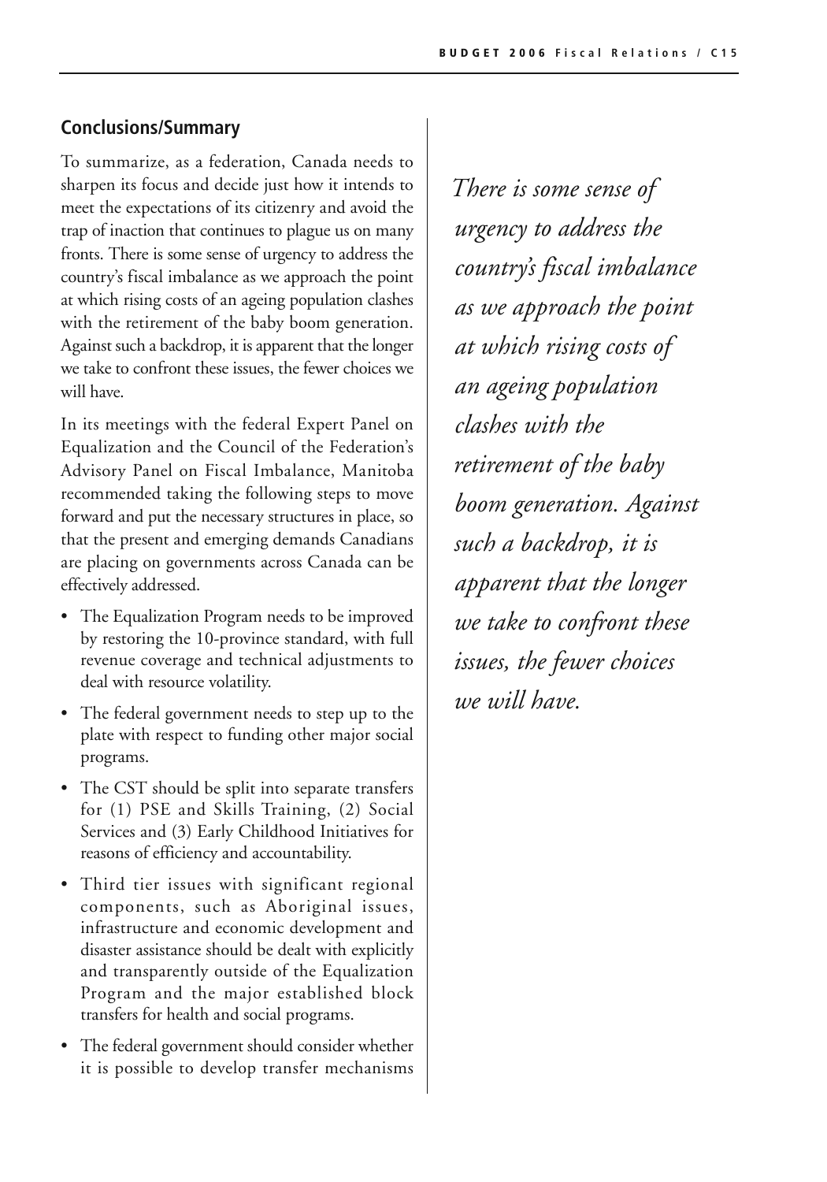## Conclusions/Summary

To summarize, as a federation, Canada needs to sharpen its focus and decide just how it intends to meet the expectations of its citizenry and avoid the trap of inaction that continues to plague us on many fronts. There is some sense of urgency to address the country's fiscal imbalance as we approach the point at which rising costs of an ageing population clashes with the retirement of the baby boom generation. Against such a backdrop, it is apparent that the longer we take to confront these issues, the fewer choices we will have.

In its meetings with the federal Expert Panel on Equalization and the Council of the Federation's Advisory Panel on Fiscal Imbalance, Manitoba recommended taking the following steps to move forward and put the necessary structures in place, so that the present and emerging demands Canadians are placing on governments across Canada can be effectively addressed.

- The Equalization Program needs to be improved by restoring the 10-province standard, with full revenue coverage and technical adjustments to deal with resource volatility.
- The federal government needs to step up to the plate with respect to funding other major social programs.
- The CST should be split into separate transfers for (1) PSE and Skills Training, (2) Social Services and (3) Early Childhood Initiatives for reasons of efficiency and accountability.
- Third tier issues with significant regional components, such as Aboriginal issues, infrastructure and economic development and disaster assistance should be dealt with explicitly and transparently outside of the Equalization Program and the major established block transfers for health and social programs.
- The federal government should consider whether it is possible to develop transfer mechanisms

*There is some sense of urgency to address the country's fiscal imbalance as we approach the point at which rising costs of an ageing population clashes with the retirement of the baby boom generation. Against such a backdrop, it is apparent that the longer we take to confront these issues, the fewer choices we will have.*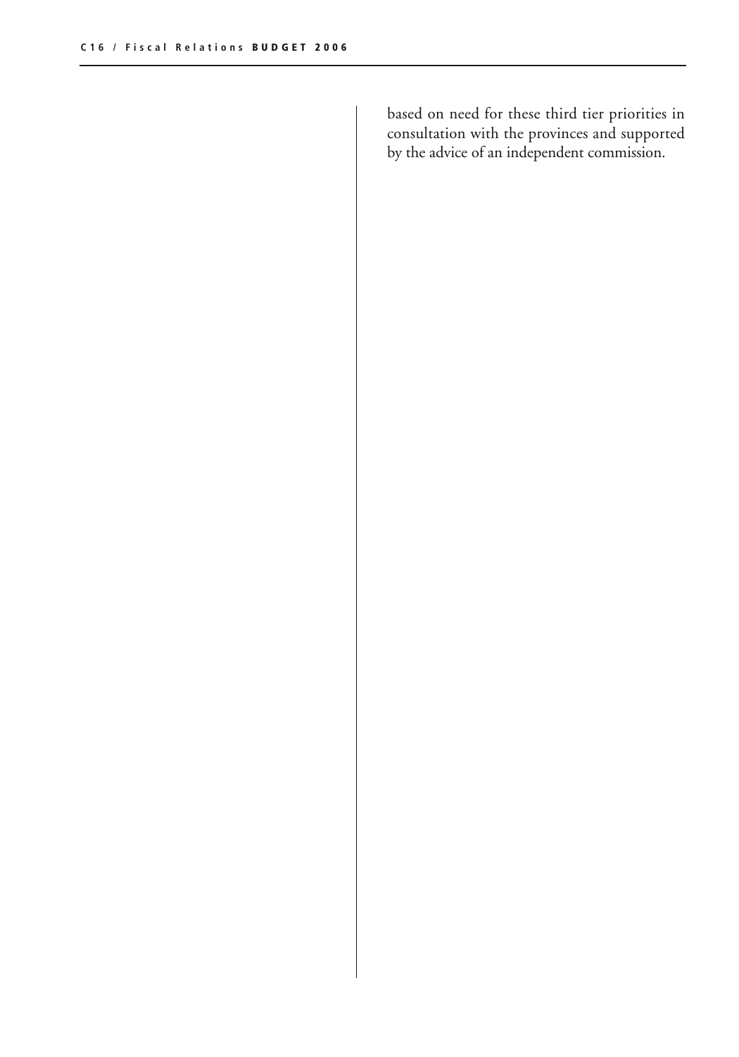based on need for these third tier priorities in consultation with the provinces and supported by the advice of an independent commission.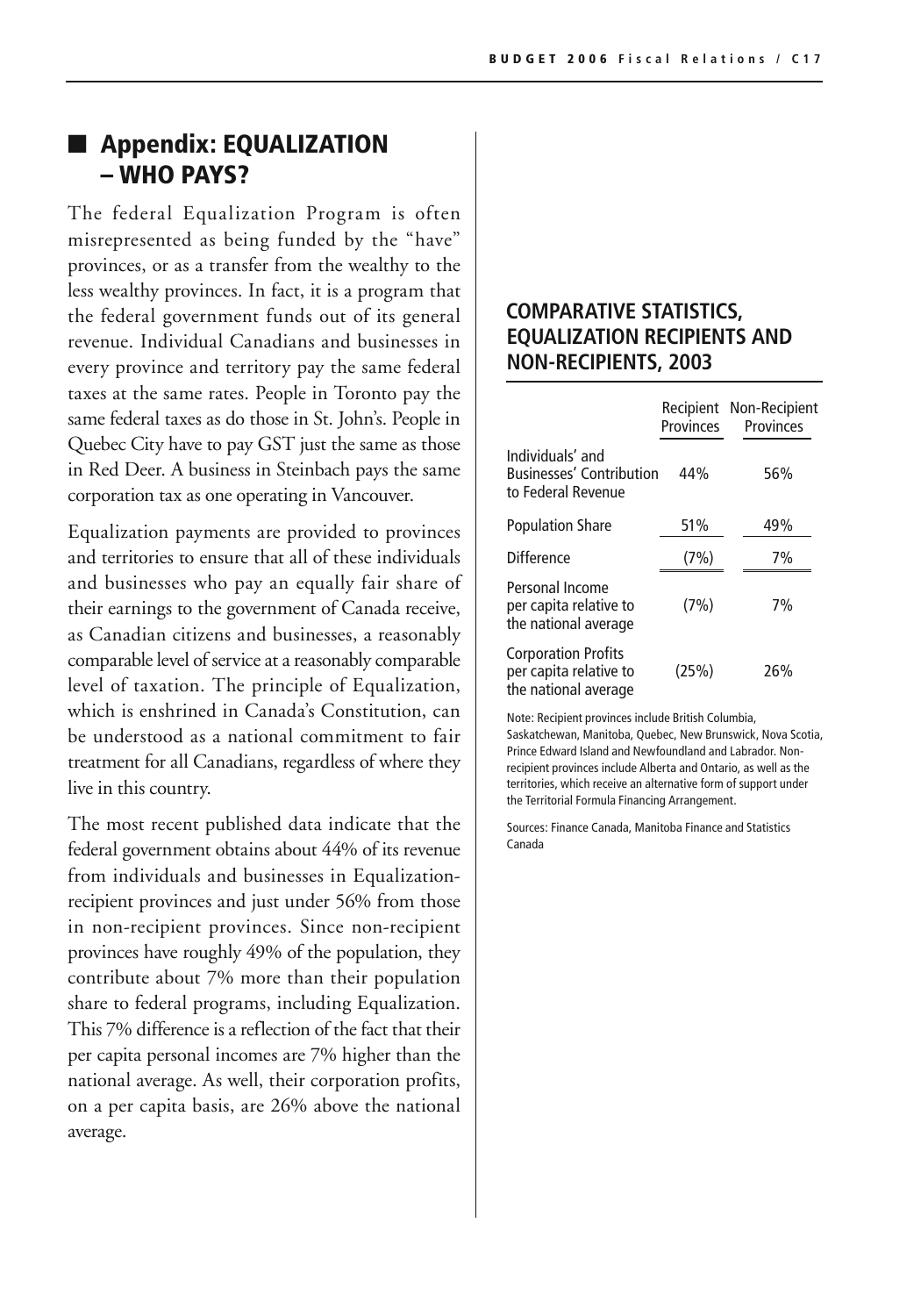## Appendix: EQUALIZATION – WHO PAYS?

The federal Equalization Program is often misrepresented as being funded by the "have" provinces, or as a transfer from the wealthy to the less wealthy provinces. In fact, it is a program that the federal government funds out of its general revenue. Individual Canadians and businesses in every province and territory pay the same federal taxes at the same rates. People in Toronto pay the same federal taxes as do those in St. John's. People in Quebec City have to pay GST just the same as those in Red Deer. A business in Steinbach pays the same corporation tax as one operating in Vancouver.

Equalization payments are provided to provinces and territories to ensure that all of these individuals and businesses who pay an equally fair share of their earnings to the government of Canada receive, as Canadian citizens and businesses, a reasonably comparable level of service at a reasonably comparable level of taxation. The principle of Equalization, which is enshrined in Canada's Constitution, can be understood as a national commitment to fair treatment for all Canadians, regardless of where they live in this country.

The most recent published data indicate that the federal government obtains about 44% of its revenue from individuals and businesses in Equalization-recipient provinces and just under 56% from those in non-recipient provinces. Since non-recipient provinces have roughly 49% of the population, they contribute about 7% more than their population share to federal programs, including Equalization. This 7% difference is a reflection of the fact that their per capita personal incomes are 7% higher than the national average. As well, their corporation profits, on a per capita basis, are 26% above the national average.

### COMPARATIVE STATISTICS, EQUALIZATION RECIPIENTS AND NON-RECIPIENTS, 2003

| | Recipient Provinces | Non-Recipient Provinces |
|---|---|---|
| Individuals' and Businesses' Contribution to Federal Revenue | 44% | 56% |
| Population Share | 51% | 49% |
| Difference | (7%) | 7% |
| Personal Income per capita relative to the national average | (7%) | 7% |
| Corporation Profits per capita relative to the national average | (25%) | 26% |

Note: Recipient provinces include British Columbia, Saskatchewan, Manitoba, Quebec, New Brunswick, Nova Scotia, Prince Edward Island and Newfoundland and Labrador. Non-recipient provinces include Alberta and Ontario, as well as the territories, which receive an alternative form of support under the Territorial Formula Financing Arrangement.

Sources: Finance Canada, Manitoba Finance and Statistics Canada